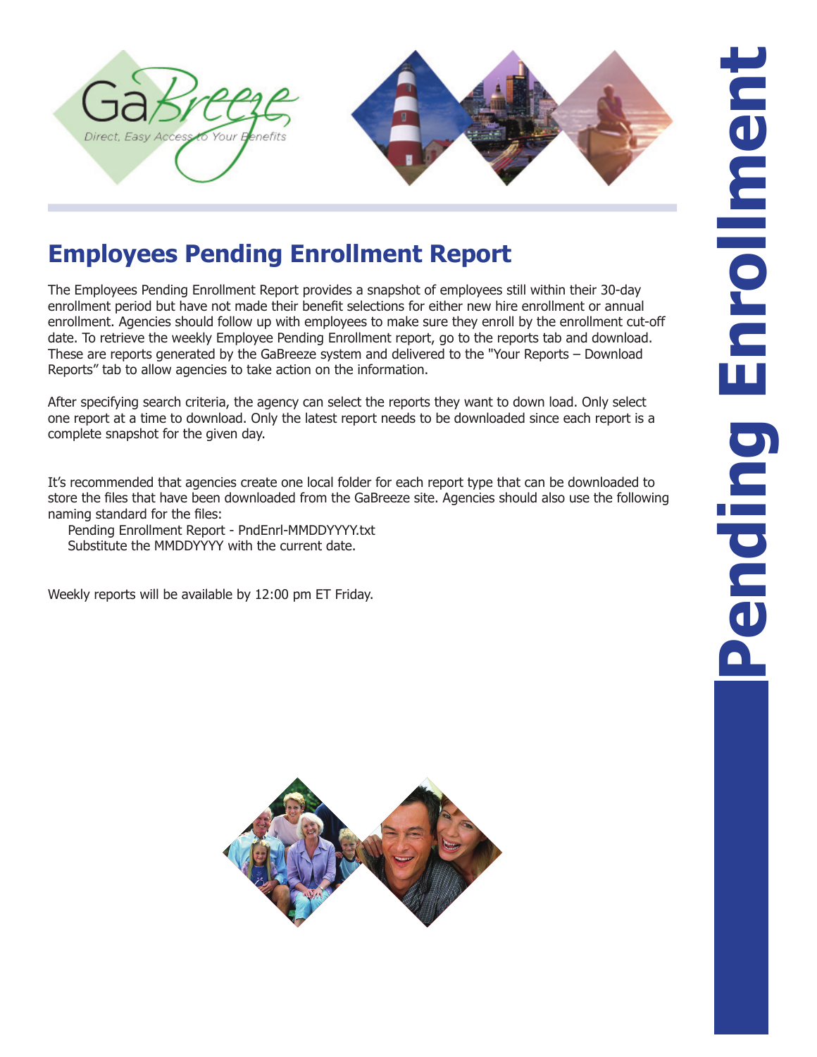# Employees Pending Enrollment Report

The Employees Pending Enrollment Report provides a snapshot of employees still within their 30-day enrollment period but have not made their benefit selections for either new hire enrollment or annual enrollment. Agencies should follow up with employees to make sure they enroll by the enrollment cut-off date. To retrieve the weekly Employee Pending Enrollment report, go to the reports tab and download. These are reports generated by the GaBreeze system and delivered to the "Your Reports – Download Reports" tab to allow agencies to take action on the information.

After specifying search criteria, the agency can select the reports they want to down load. Only select one report at a time to download. Only the latest report needs to be downloaded since each report is a complete snapshot for the given day.

It's recommended that agencies create one local folder for each report type that can be downloaded to store the files that have been downloaded from the GaBreeze site. Agencies should also use the following naming standard for the files:

Pending Enrollment Report - PndEnrl-MMDDYYYY.txt
Substitute the MMDDYYYY with the current date.

Weekly reports will be available by 12:00 pm ET Friday.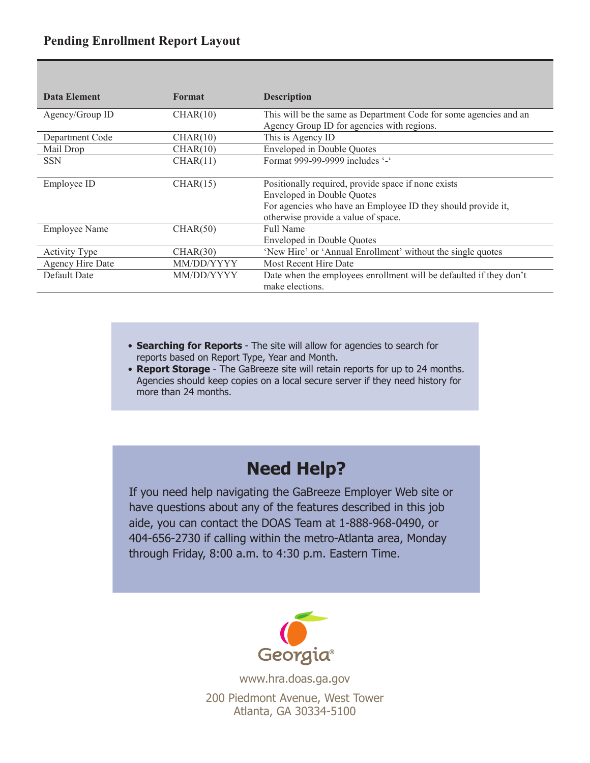## Pending Enrollment Report Layout

| Data Element | Format | Description |
|---|---|---|
| Agency/Group ID | CHAR(10) | This will be the same as Department Code for some agencies and an Agency Group ID for agencies with regions. |
| Department Code | CHAR(10) | This is Agency ID |
| Mail Drop | CHAR(10) | Enveloped in Double Quotes |
| SSN | CHAR(11) | Format 999-99-9999 includes '-' |
| Employee ID | CHAR(15) | Positionally required, provide space if none exists<br>Enveloped in Double Quotes<br>For agencies who have an Employee ID they should provide it, otherwise provide a value of space. |
| Employee Name | CHAR(50) | Full Name<br>Enveloped in Double Quotes |
| Activity Type | CHAR(30) | 'New Hire' or 'Annual Enrollment' without the single quotes |
| Agency Hire Date | MM/DD/YYYY | Most Recent Hire Date |
| Default Date | MM/DD/YYYY | Date when the employees enrollment will be defaulted if they don't make elections. |

- **Searching for Reports** - The site will allow for agencies to search for reports based on Report Type, Year and Month.
- **Report Storage** - The GaBreeze site will retain reports for up to 24 months. Agencies should keep copies on a local secure server if they need history for more than 24 months.

## Need Help?

If you need help navigating the GaBreeze Employer Web site or have questions about any of the features described in this job aide, you can contact the DOAS Team at 1-888-968-0490, or 404-656-2730 if calling within the metro-Atlanta area, Monday through Friday, 8:00 a.m. to 4:30 p.m. Eastern Time.

Georgia®

www.hra.doas.ga.gov

200 Piedmont Avenue, West Tower
Atlanta, GA 30334-5100